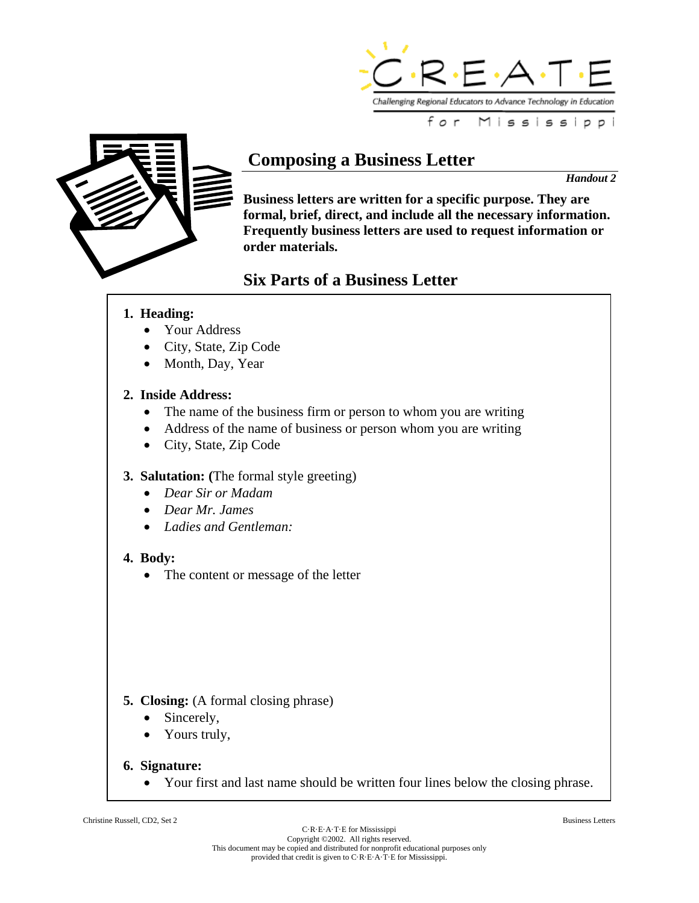C·R·E·A·T·E

Challenging Regional Educators to Advance Technology in Education

for Mississippi

# Composing a Business Letter

***Handout 2***

**Business letters are written for a specific purpose. They are formal, brief, direct, and include all the necessary information. Frequently business letters are used to request information or order materials.**

## Six Parts of a Business Letter

1. **Heading:**
   - Your Address
   - City, State, Zip Code
   - Month, Day, Year

2. **Inside Address:**
   - The name of the business firm or person to whom you are writing
   - Address of the name of business or person whom you are writing
   - City, State, Zip Code

3. **Salutation: (**The formal style greeting)
   - *Dear Sir or Madam*
   - *Dear Mr. James*
   - *Ladies and Gentleman:*

4. **Body:**
   - The content or message of the letter

5. **Closing:** (A formal closing phrase)
   - Sincerely,
   - Yours truly,

6. **Signature:**
   - Your first and last name should be written four lines below the closing phrase.

Christine Russell, CD2, Set 2

Business Letters

C·R·E·A·T·E for Mississippi
Copyright ©2002. All rights reserved.
This document may be copied and distributed for nonprofit educational purposes only provided that credit is given to C·R·E·A·T·E for Mississippi.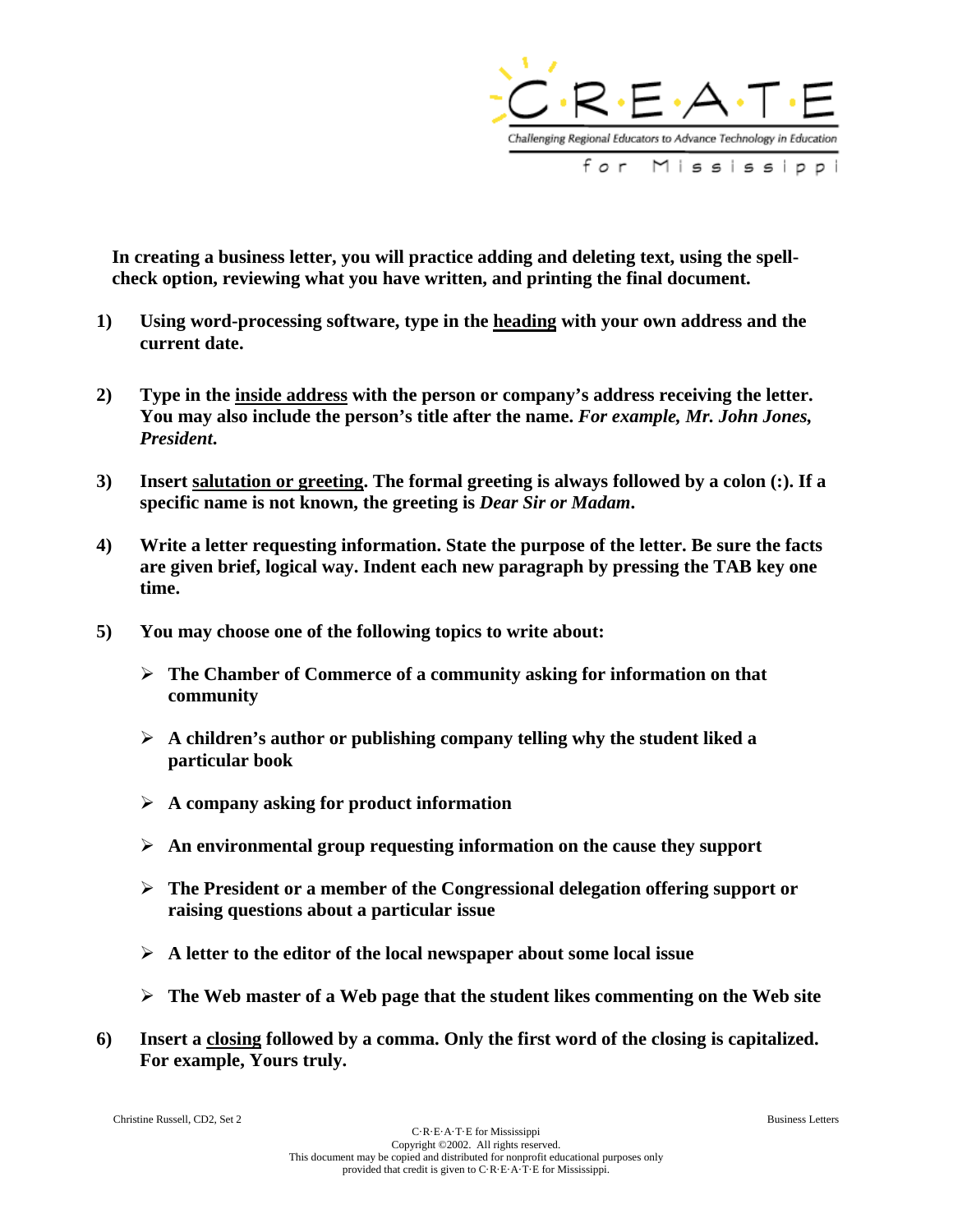**In creating a business letter, you will practice adding and deleting text, using the spell-check option, reviewing what you have written, and printing the final document.**

1) **Using word-processing software, type in the <u>heading</u> with your own address and the current date.**

2) **Type in the <u>inside address</u> with the person or company's address receiving the letter. You may also include the person's title after the name. *For example, Mr. John Jones, President*.**

3) **Insert <u>salutation or greeting</u>. The formal greeting is always followed by a colon (:). If a specific name is not known, the greeting is *Dear Sir or Madam*.**

4) **Write a letter requesting information. State the purpose of the letter. Be sure the facts are given brief, logical way. Indent each new paragraph by pressing the TAB key one time.**

5) **You may choose one of the following topics to write about:**

   - **The Chamber of Commerce of a community asking for information on that community**
   - **A children's author or publishing company telling why the student liked a particular book**
   - **A company asking for product information**
   - **An environmental group requesting information on the cause they support**
   - **The President or a member of the Congressional delegation offering support or raising questions about a particular issue**
   - **A letter to the editor of the local newspaper about some local issue**
   - **The Web master of a Web page that the student likes commenting on the Web site**

6) **Insert a <u>closing</u> followed by a comma. Only the first word of the closing is capitalized. For example, Yours truly.**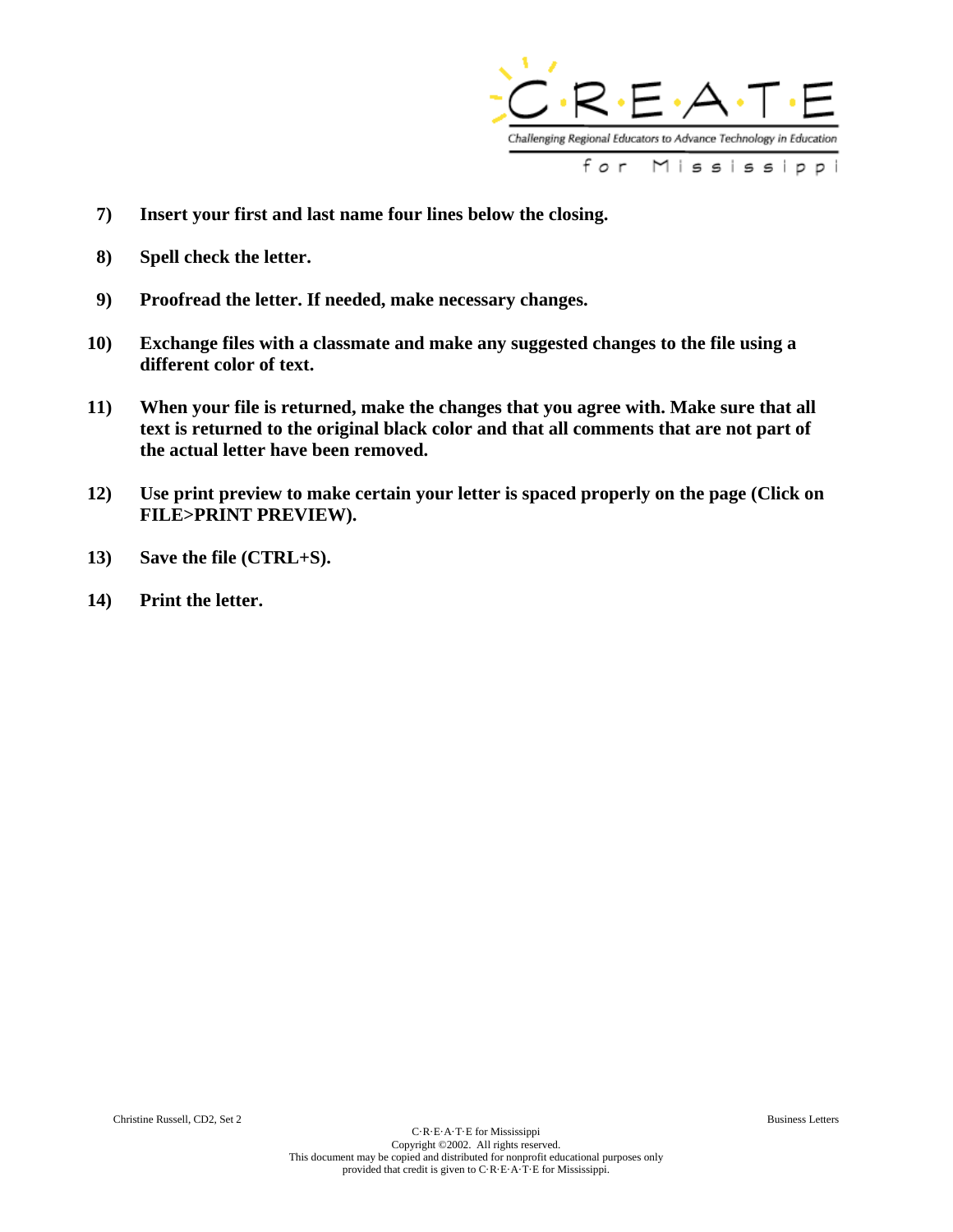7) **Insert your first and last name four lines below the closing.**

8) **Spell check the letter.**

9) **Proofread the letter. If needed, make necessary changes.**

10) **Exchange files with a classmate and make any suggested changes to the file using a different color of text.**

11) **When your file is returned, make the changes that you agree with. Make sure that all text is returned to the original black color and that all comments that are not part of the actual letter have been removed.**

12) **Use print preview to make certain your letter is spaced properly on the page (Click on FILE>PRINT PREVIEW).**

13) **Save the file (CTRL+S).**

14) **Print the letter.**